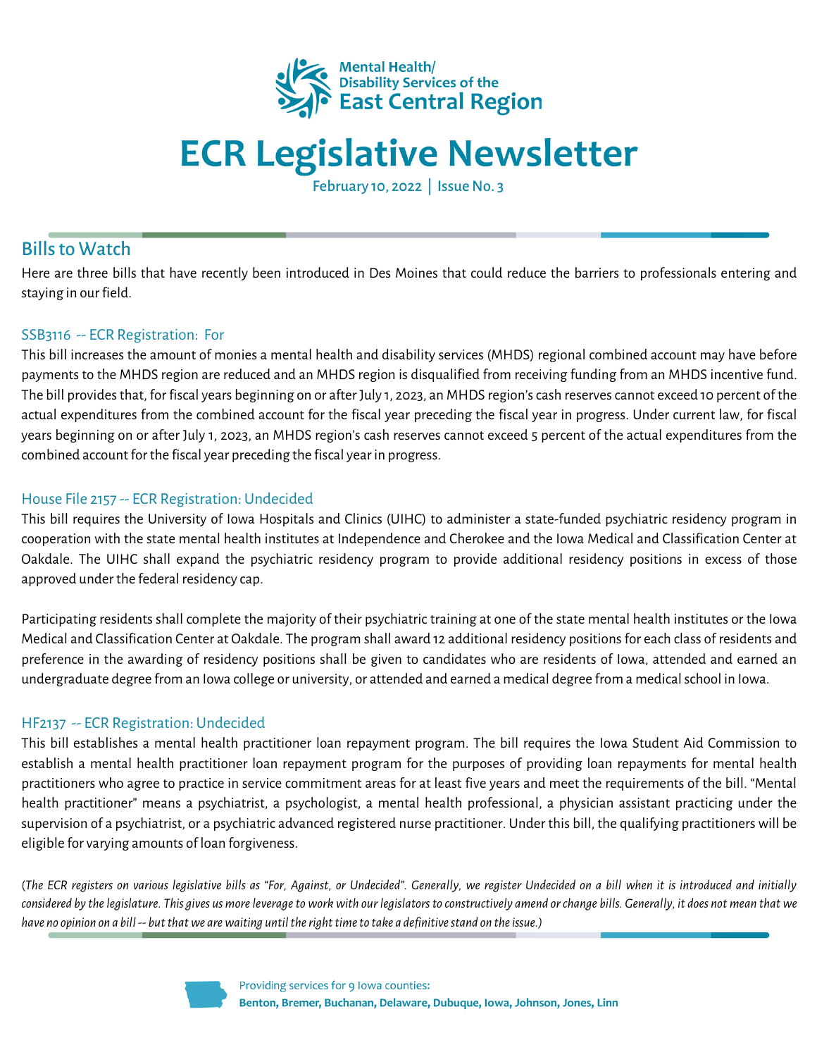Mental Health/
Disability Services of the
East Central Region

# ECR Legislative Newsletter

February 10, 2022 | Issue No. 3

## Bills to Watch

Here are three bills that have recently been introduced in Des Moines that could reduce the barriers to professionals entering and staying in our field.

### SSB3116 -- ECR Registration: For

This bill increases the amount of monies a mental health and disability services (MHDS) regional combined account may have before payments to the MHDS region are reduced and an MHDS region is disqualified from receiving funding from an MHDS incentive fund. The bill provides that, for fiscal years beginning on or after July 1, 2023, an MHDS region's cash reserves cannot exceed 10 percent of the actual expenditures from the combined account for the fiscal year preceding the fiscal year in progress. Under current law, for fiscal years beginning on or after July 1, 2023, an MHDS region's cash reserves cannot exceed 5 percent of the actual expenditures from the combined account for the fiscal year preceding the fiscal year in progress.

### House File 2157 -- ECR Registration: Undecided

This bill requires the University of Iowa Hospitals and Clinics (UIHC) to administer a state-funded psychiatric residency program in cooperation with the state mental health institutes at Independence and Cherokee and the Iowa Medical and Classification Center at Oakdale. The UIHC shall expand the psychiatric residency program to provide additional residency positions in excess of those approved under the federal residency cap.

Participating residents shall complete the majority of their psychiatric training at one of the state mental health institutes or the Iowa Medical and Classification Center at Oakdale. The program shall award 12 additional residency positions for each class of residents and preference in the awarding of residency positions shall be given to candidates who are residents of Iowa, attended and earned an undergraduate degree from an Iowa college or university, or attended and earned a medical degree from a medical school in Iowa.

### HF2137 -- ECR Registration: Undecided

This bill establishes a mental health practitioner loan repayment program. The bill requires the Iowa Student Aid Commission to establish a mental health practitioner loan repayment program for the purposes of providing loan repayments for mental health practitioners who agree to practice in service commitment areas for at least five years and meet the requirements of the bill. "Mental health practitioner" means a psychiatrist, a psychologist, a mental health professional, a physician assistant practicing under the supervision of a psychiatrist, or a psychiatric advanced registered nurse practitioner. Under this bill, the qualifying practitioners will be eligible for varying amounts of loan forgiveness.

*(The ECR registers on various legislative bills as "For, Against, or Undecided". Generally, we register Undecided on a bill when it is introduced and initially considered by the legislature. This gives us more leverage to work with our legislators to constructively amend or change bills. Generally, it does not mean that we have no opinion on a bill -- but that we are waiting until the right time to take a definitive stand on the issue.)*

Providing services for 9 Iowa counties:
**Benton, Bremer, Buchanan, Delaware, Dubuque, Iowa, Johnson, Jones, Linn**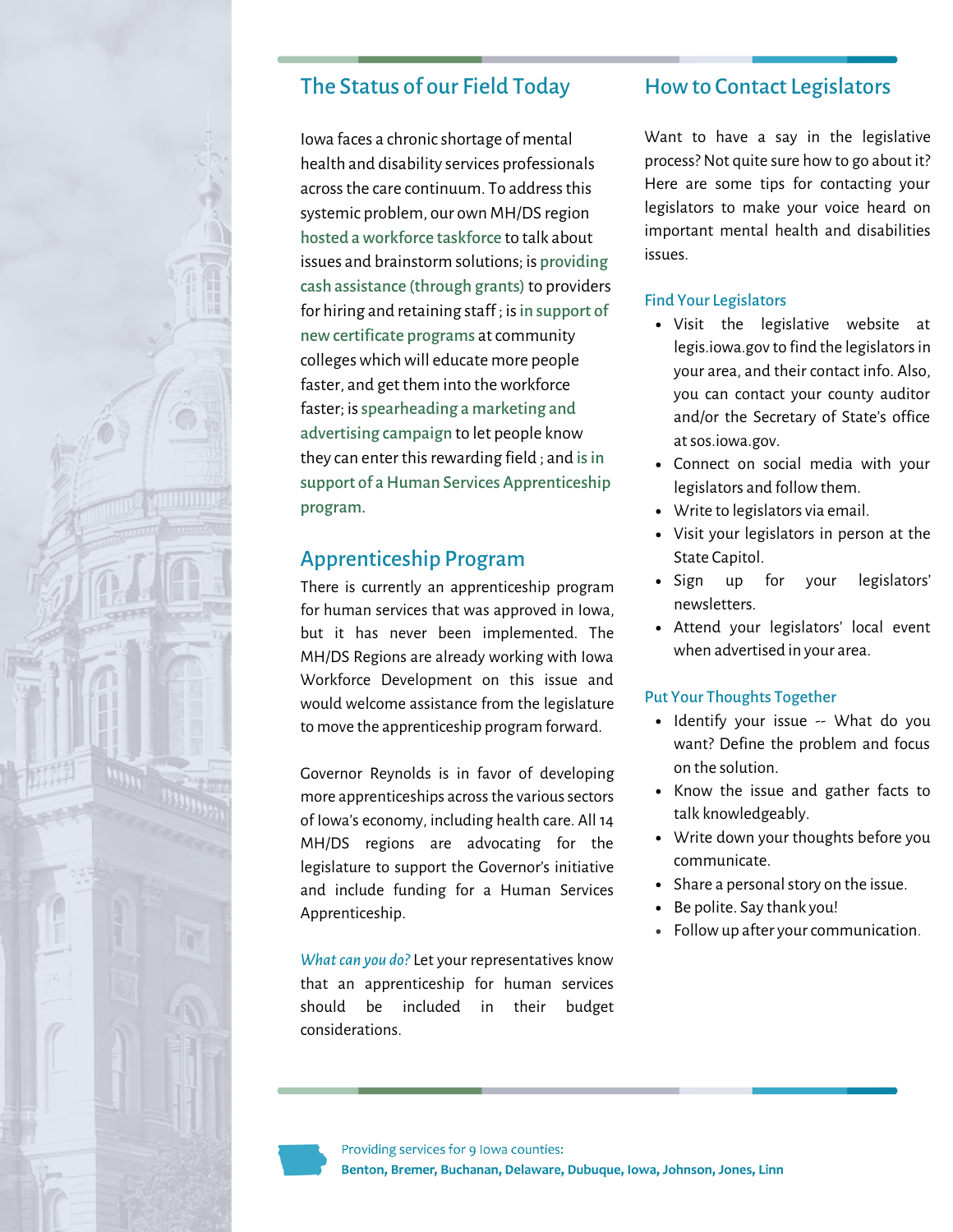## The Status of our Field Today

Iowa faces a chronic shortage of mental health and disability services professionals across the care continuum. To address this systemic problem, our own MH/DS region hosted a workforce taskforce to talk about issues and brainstorm solutions; is providing cash assistance (through grants) to providers for hiring and retaining staff ; is in support of new certificate programs at community colleges which will educate more people faster, and get them into the workforce faster; is spearheading a marketing and advertising campaign to let people know they can enter this rewarding field ; and is in support of a Human Services Apprenticeship program.

## Apprenticeship Program

There is currently an apprenticeship program for human services that was approved in Iowa, but it has never been implemented. The MH/DS Regions are already working with Iowa Workforce Development on this issue and would welcome assistance from the legislature to move the apprenticeship program forward.

Governor Reynolds is in favor of developing more apprenticeships across the various sectors of Iowa's economy, including health care. All 14 MH/DS regions are advocating for the legislature to support the Governor's initiative and include funding for a Human Services Apprenticeship.

*What can you do?* Let your representatives know that an apprenticeship for human services should be included in their budget considerations.

## How to Contact Legislators

Want to have a say in the legislative process? Not quite sure how to go about it? Here are some tips for contacting your legislators to make your voice heard on important mental health and disabilities issues.

### Find Your Legislators

- Visit the legislative website at legis.iowa.gov to find the legislators in your area, and their contact info. Also, you can contact your county auditor and/or the Secretary of State's office at sos.iowa.gov.
- Connect on social media with your legislators and follow them.
- Write to legislators via email.
- Visit your legislators in person at the State Capitol.
- Sign up for your legislators' newsletters.
- Attend your legislators' local event when advertised in your area.

### Put Your Thoughts Together

- Identify your issue -- What do you want? Define the problem and focus on the solution.
- Know the issue and gather facts to talk knowledgeably.
- Write down your thoughts before you communicate.
- Share a personal story on the issue.
- Be polite. Say thank you!
- Follow up after your communication.

Providing services for 9 Iowa counties:
**Benton, Bremer, Buchanan, Delaware, Dubuque, Iowa, Johnson, Jones, Linn**